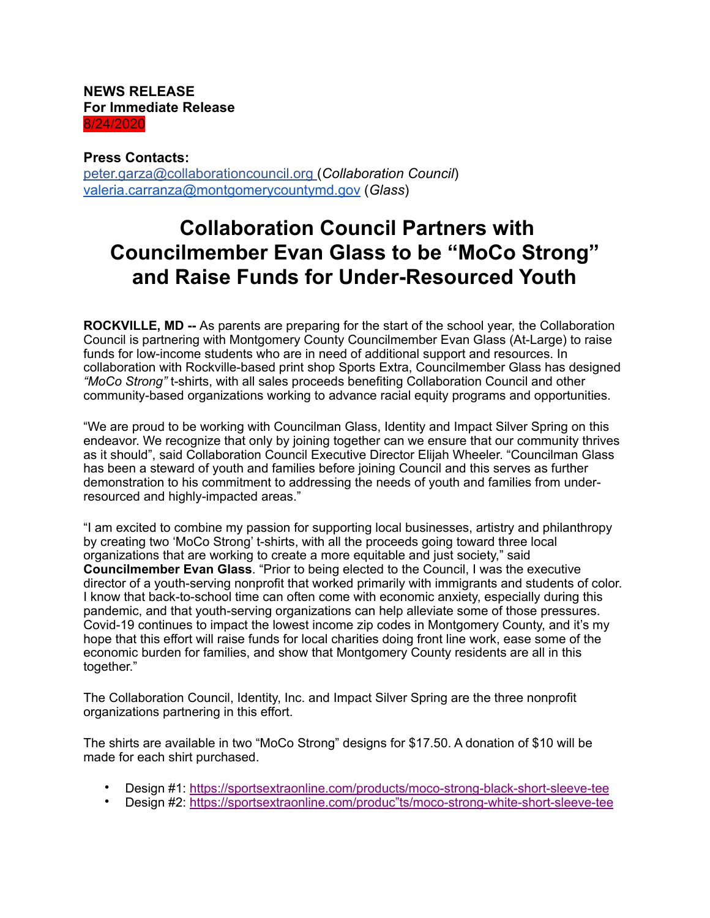**NEWS RELEASE**
**For Immediate Release**
8/24/2020

**Press Contacts:**
peter.garza@collaborationcouncil.org (*Collaboration Council*)
valeria.carranza@montgomerycountymd.gov (*Glass*)

# Collaboration Council Partners with Councilmember Evan Glass to be "MoCo Strong" and Raise Funds for Under-Resourced Youth

**ROCKVILLE, MD --** As parents are preparing for the start of the school year, the Collaboration Council is partnering with Montgomery County Councilmember Evan Glass (At-Large) to raise funds for low-income students who are in need of additional support and resources. In collaboration with Rockville-based print shop Sports Extra, Councilmember Glass has designed *"MoCo Strong"* t-shirts, with all sales proceeds benefiting Collaboration Council and other community-based organizations working to advance racial equity programs and opportunities.

"We are proud to be working with Councilman Glass, Identity and Impact Silver Spring on this endeavor. We recognize that only by joining together can we ensure that our community thrives as it should", said Collaboration Council Executive Director Elijah Wheeler. "Councilman Glass has been a steward of youth and families before joining Council and this serves as further demonstration to his commitment to addressing the needs of youth and families from under-resourced and highly-impacted areas."

"I am excited to combine my passion for supporting local businesses, artistry and philanthropy by creating two 'MoCo Strong' t-shirts, with all the proceeds going toward three local organizations that are working to create a more equitable and just society," said **Councilmember Evan Glass**. "Prior to being elected to the Council, I was the executive director of a youth-serving nonprofit that worked primarily with immigrants and students of color. I know that back-to-school time can often come with economic anxiety, especially during this pandemic, and that youth-serving organizations can help alleviate some of those pressures. Covid-19 continues to impact the lowest income zip codes in Montgomery County, and it's my hope that this effort will raise funds for local charities doing front line work, ease some of the economic burden for families, and show that Montgomery County residents are all in this together."

The Collaboration Council, Identity, Inc. and Impact Silver Spring are the three nonprofit organizations partnering in this effort.

The shirts are available in two "MoCo Strong" designs for $17.50. A donation of $10 will be made for each shirt purchased.

- Design #1: https://sportsextraonline.com/products/moco-strong-black-short-sleeve-tee
- Design #2: https://sportsextraonline.com/produc"ts/moco-strong-white-short-sleeve-tee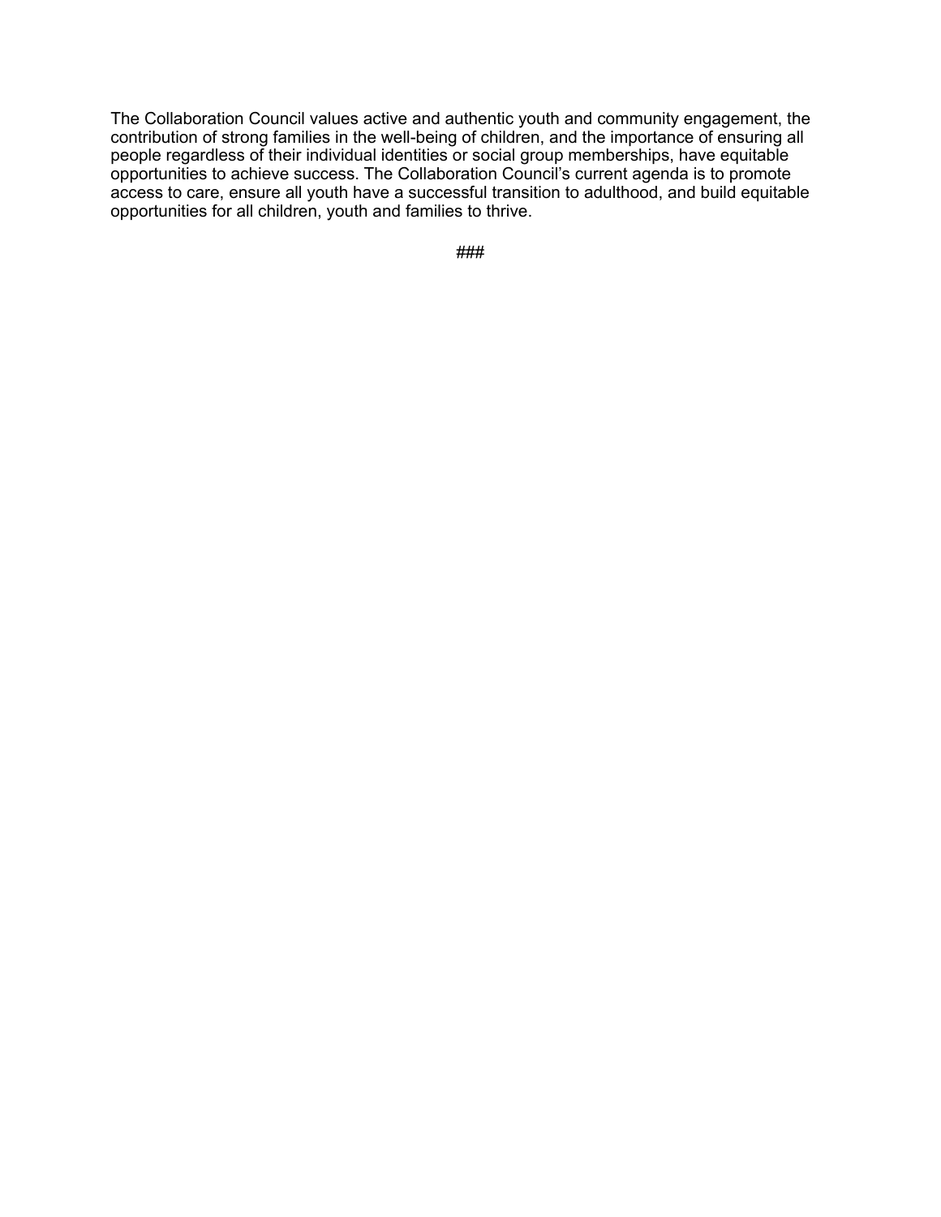The Collaboration Council values active and authentic youth and community engagement, the contribution of strong families in the well-being of children, and the importance of ensuring all people regardless of their individual identities or social group memberships, have equitable opportunities to achieve success. The Collaboration Council's current agenda is to promote access to care, ensure all youth have a successful transition to adulthood, and build equitable opportunities for all children, youth and families to thrive.

###